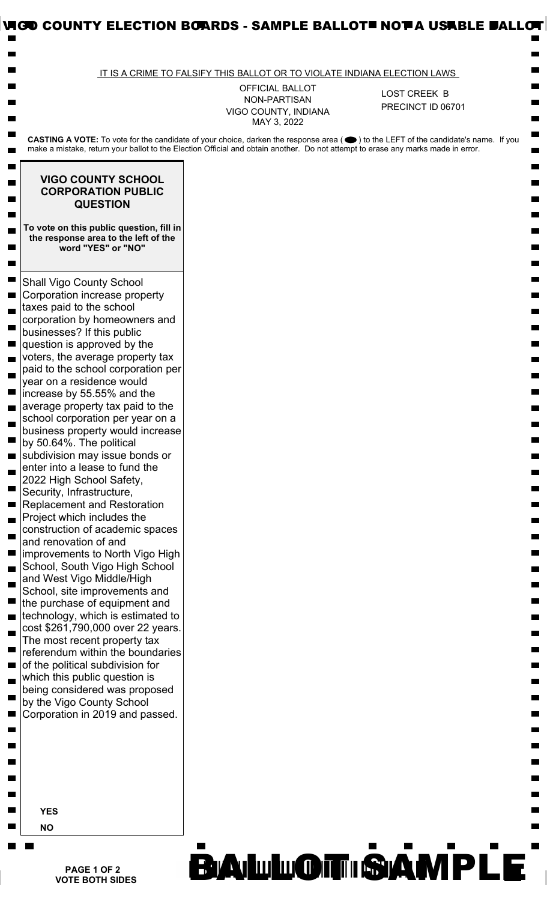# VIGO COUNTY ELECTION BOARDS - SAMPLE BALLOT - NOT A USABLE BALLOT

IT IS A CRIME TO FALSIFY THIS BALLOT OR TO VIOLATE INDIANA ELECTION LAWS

OFFICIAL BALLOT
NON-PARTISAN
VIGO COUNTY, INDIANA
MAY 3, 2022

LOST CREEK B
PRECINCT ID 06701

**CASTING A VOTE:** To vote for the candidate of your choice, darken the response area ( ⬬ ) to the LEFT of the candidate's name. If you make a mistake, return your ballot to the Election Official and obtain another. Do not attempt to erase any marks made in error.

## VIGO COUNTY SCHOOL CORPORATION PUBLIC QUESTION

**To vote on this public question, fill in the response area to the left of the word "YES" or "NO"**

Shall Vigo County School Corporation increase property taxes paid to the school corporation by homeowners and businesses? If this public question is approved by the voters, the average property tax paid to the school corporation per year on a residence would increase by 55.55% and the average property tax paid to the school corporation per year on a business property would increase by 50.64%. The political subdivision may issue bonds or enter into a lease to fund the 2022 High School Safety, Security, Infrastructure, Replacement and Restoration Project which includes the construction of academic spaces and renovation of and improvements to North Vigo High School, South Vigo High School and West Vigo Middle/High School, site improvements and the purchase of equipment and technology, which is estimated to cost $261,790,000 over 22 years. The most recent property tax referendum within the boundaries of the political subdivision for which this public question is being considered was proposed by the Vigo County School Corporation in 2019 and passed.

**YES**

**NO**

**VOTE BOTH SIDES**

BALLOT SAMPLE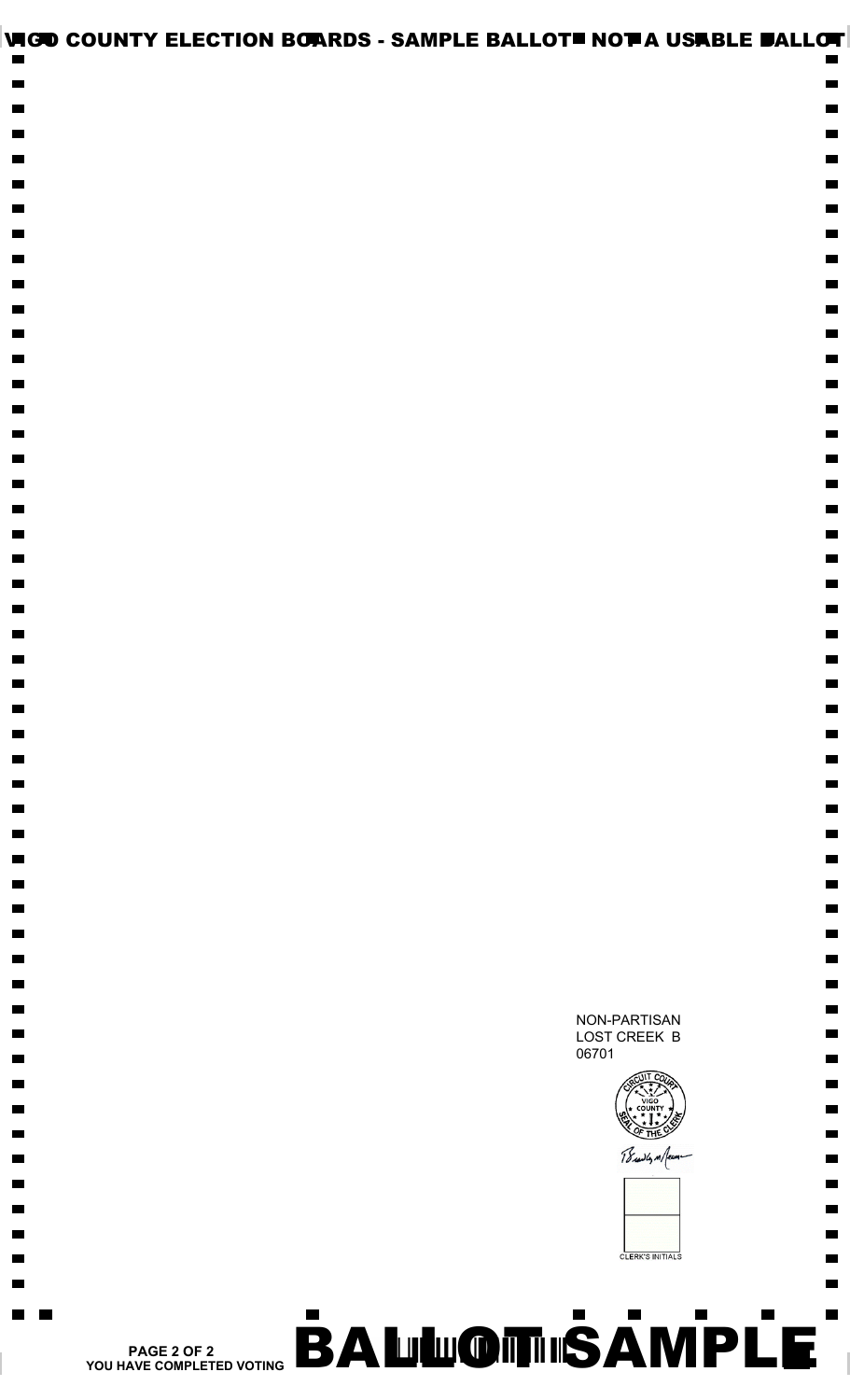VIGO COUNTY ELECTION BOARDS - SAMPLE BALLOT NOT A USABLE BALLOT

NON-PARTISAN
LOST CREEK B
06701

CIRCUIT COURT VIGO COUNTY SEAL OF THE CLERK

CLERK'S INITIALS

YOU HAVE COMPLETED VOTING

BALLOT SAMPLE